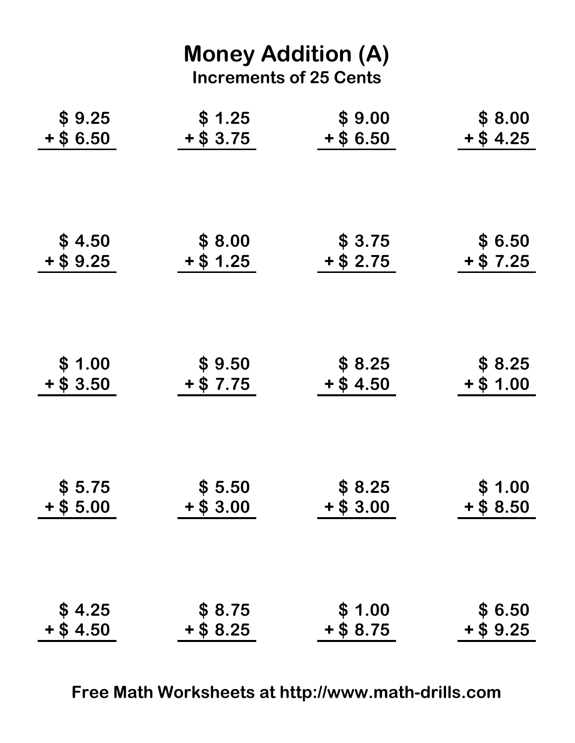# Money Addition (A)

## Increments of 25 Cents

| | | | |
|---|---|---|---|
| \$ 9.25<br>+ \$ 6.50 | \$ 1.25<br>+ \$ 3.75 | \$ 9.00<br>+ \$ 6.50 | \$ 8.00<br>+ \$ 4.25 |
| \$ 4.50<br>+ \$ 9.25 | \$ 8.00<br>+ \$ 1.25 | \$ 3.75<br>+ \$ 2.75 | \$ 6.50<br>+ \$ 7.25 |
| \$ 1.00<br>+ \$ 3.50 | \$ 9.50<br>+ \$ 7.75 | \$ 8.25<br>+ \$ 4.50 | \$ 8.25<br>+ \$ 1.00 |
| \$ 5.75<br>+ \$ 5.00 | \$ 5.50<br>+ \$ 3.00 | \$ 8.25<br>+ \$ 3.00 | \$ 1.00<br>+ \$ 8.50 |
| \$ 4.25<br>+ \$ 4.50 | \$ 8.75<br>+ \$ 8.25 | \$ 1.00<br>+ \$ 8.75 | \$ 6.50<br>+ \$ 9.25 |

**Free Math Worksheets at http://www.math-drills.com**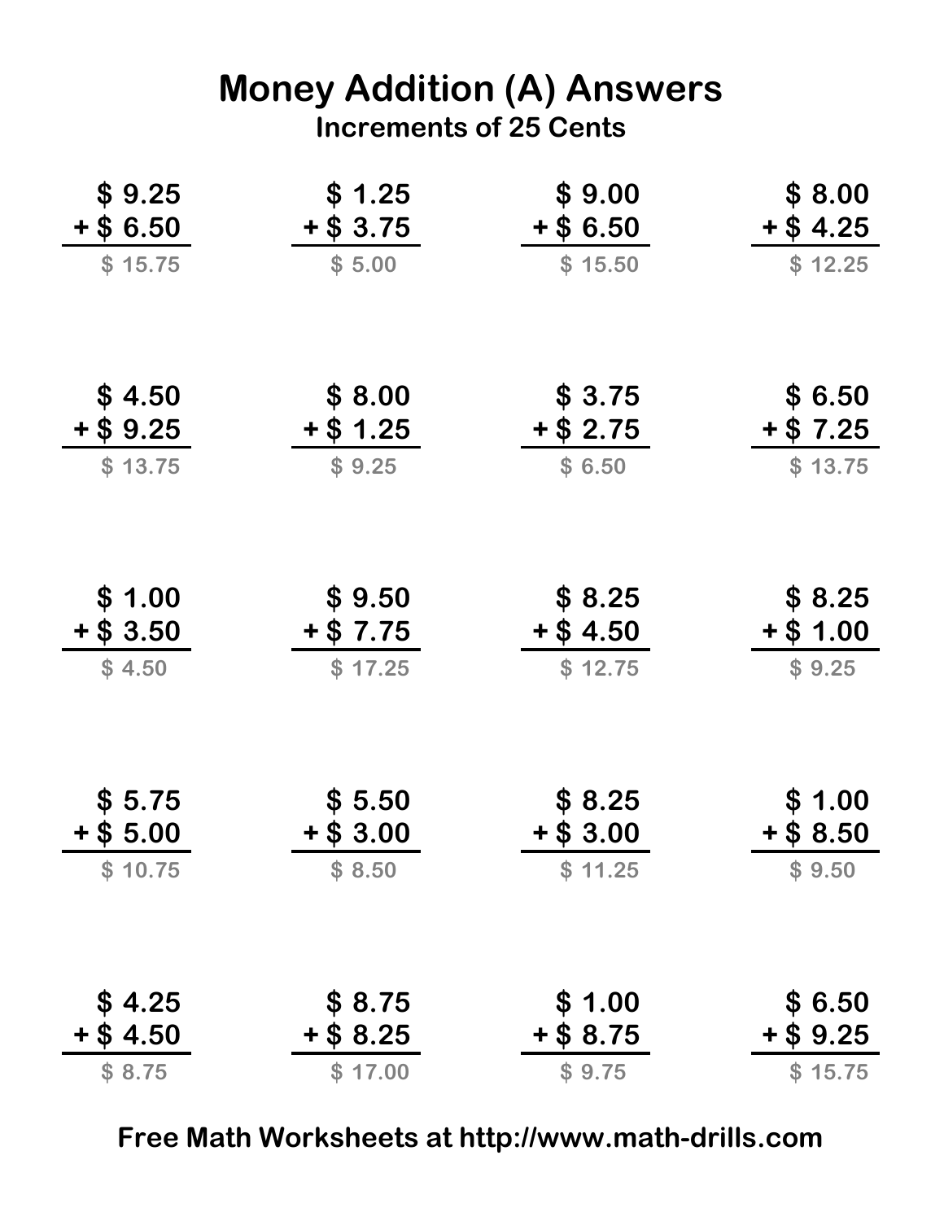# Money Addition (A) Answers

## Increments of 25 Cents

| | | | |
|---|---|---|---|
| \$ 9.25 + \$ 6.50 = \$ 15.75 | \$ 1.25 + \$ 3.75 = \$ 5.00 | \$ 9.00 + \$ 6.50 = \$ 15.50 | \$ 8.00 + \$ 4.25 = \$ 12.25 |
| \$ 4.50 + \$ 9.25 = \$ 13.75 | \$ 8.00 + \$ 1.25 = \$ 9.25 | \$ 3.75 + \$ 2.75 = \$ 6.50 | \$ 6.50 + \$ 7.25 = \$ 13.75 |
| \$ 1.00 + \$ 3.50 = \$ 4.50 | \$ 9.50 + \$ 7.75 = \$ 17.25 | \$ 8.25 + \$ 4.50 = \$ 12.75 | \$ 8.25 + \$ 1.00 = \$ 9.25 |
| \$ 5.75 + \$ 5.00 = \$ 10.75 | \$ 5.50 + \$ 3.00 = \$ 8.50 | \$ 8.25 + \$ 3.00 = \$ 11.25 | \$ 1.00 + \$ 8.50 = \$ 9.50 |
| \$ 4.25 + \$ 4.50 = \$ 8.75 | \$ 8.75 + \$ 8.25 = \$ 17.00 | \$ 1.00 + \$ 8.75 = \$ 9.75 | \$ 6.50 + \$ 9.25 = \$ 15.75 |

Free Math Worksheets at http://www.math-drills.com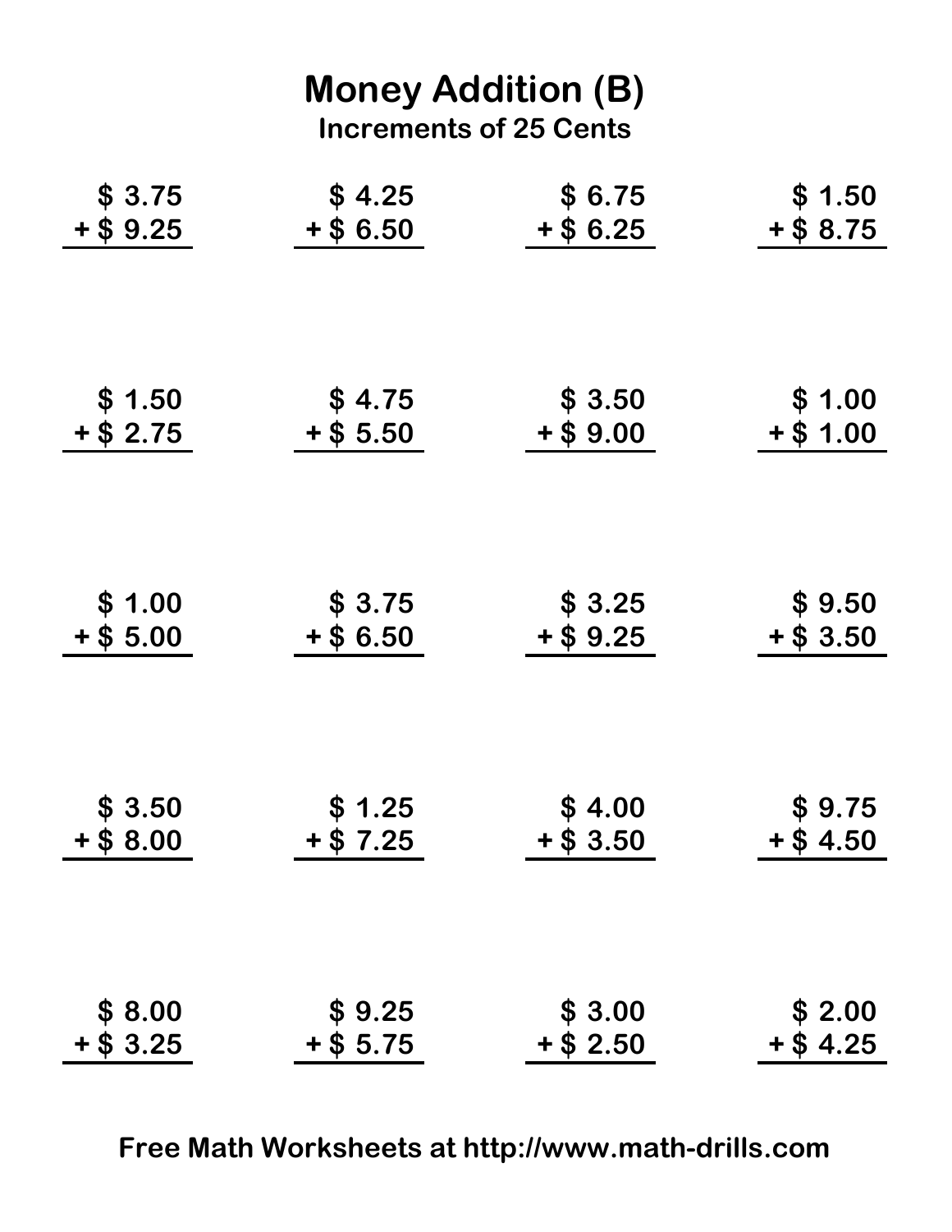# Money Addition (B)

## Increments of 25 Cents

| | | | |
|---|---|---|---|
| \$ 3.75<br>+ \$ 9.25 | \$ 4.25<br>+ \$ 6.50 | \$ 6.75<br>+ \$ 6.25 | \$ 1.50<br>+ \$ 8.75 |
| \$ 1.50<br>+ \$ 2.75 | \$ 4.75<br>+ \$ 5.50 | \$ 3.50<br>+ \$ 9.00 | \$ 1.00<br>+ \$ 1.00 |
| \$ 1.00<br>+ \$ 5.00 | \$ 3.75<br>+ \$ 6.50 | \$ 3.25<br>+ \$ 9.25 | \$ 9.50<br>+ \$ 3.50 |
| \$ 3.50<br>+ \$ 8.00 | \$ 1.25<br>+ \$ 7.25 | \$ 4.00<br>+ \$ 3.50 | \$ 9.75<br>+ \$ 4.50 |
| \$ 8.00<br>+ \$ 3.25 | \$ 9.25<br>+ \$ 5.75 | \$ 3.00<br>+ \$ 2.50 | \$ 2.00<br>+ \$ 4.25 |

**Free Math Worksheets at http://www.math-drills.com**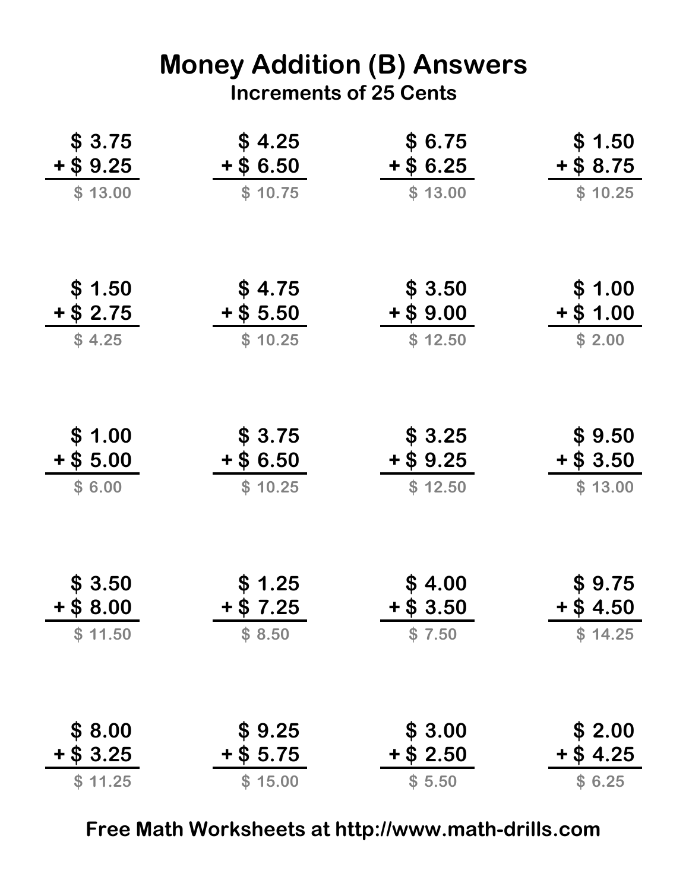# Money Addition (B) Answers

## Increments of 25 Cents

| | | | |
|---|---|---|---|
| \$ 3.75 + \$ 9.25 = \$ 13.00 | \$ 4.25 + \$ 6.50 = \$ 10.75 | \$ 6.75 + \$ 6.25 = \$ 13.00 | \$ 1.50 + \$ 8.75 = \$ 10.25 |
| \$ 1.50 + \$ 2.75 = \$ 4.25 | \$ 4.75 + \$ 5.50 = \$ 10.25 | \$ 3.50 + \$ 9.00 = \$ 12.50 | \$ 1.00 + \$ 1.00 = \$ 2.00 |
| \$ 1.00 + \$ 5.00 = \$ 6.00 | \$ 3.75 + \$ 6.50 = \$ 10.25 | \$ 3.25 + \$ 9.25 = \$ 12.50 | \$ 9.50 + \$ 3.50 = \$ 13.00 |
| \$ 3.50 + \$ 8.00 = \$ 11.50 | \$ 1.25 + \$ 7.25 = \$ 8.50 | \$ 4.00 + \$ 3.50 = \$ 7.50 | \$ 9.75 + \$ 4.50 = \$ 14.25 |
| \$ 8.00 + \$ 3.25 = \$ 11.25 | \$ 9.25 + \$ 5.75 = \$ 15.00 | \$ 3.00 + \$ 2.50 = \$ 5.50 | \$ 2.00 + \$ 4.25 = \$ 6.25 |

**Free Math Worksheets at http://www.math-drills.com**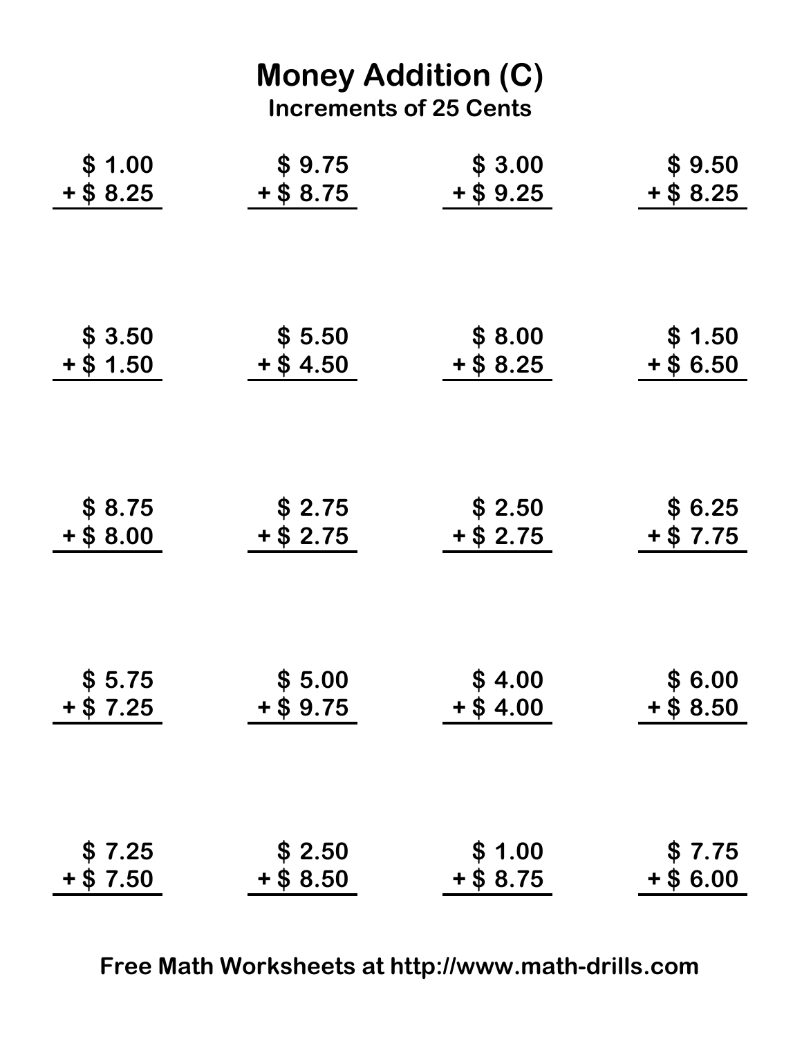# Money Addition (C)

## Increments of 25 Cents

| | | | |
|---|---|---|---|
| \$ 1.00 + \$ 8.25 | \$ 9.75 + \$ 8.75 | \$ 3.00 + \$ 9.25 | \$ 9.50 + \$ 8.25 |
| \$ 3.50 + \$ 1.50 | \$ 5.50 + \$ 4.50 | \$ 8.00 + \$ 8.25 | \$ 1.50 + \$ 6.50 |
| \$ 8.75 + \$ 8.00 | \$ 2.75 + \$ 2.75 | \$ 2.50 + \$ 2.75 | \$ 6.25 + \$ 7.75 |
| \$ 5.75 + \$ 7.25 | \$ 5.00 + \$ 9.75 | \$ 4.00 + \$ 4.00 | \$ 6.00 + \$ 8.50 |
| \$ 7.25 + \$ 7.50 | \$ 2.50 + \$ 8.50 | \$ 1.00 + \$ 8.75 | \$ 7.75 + \$ 6.00 |

**Free Math Worksheets at http://www.math-drills.com**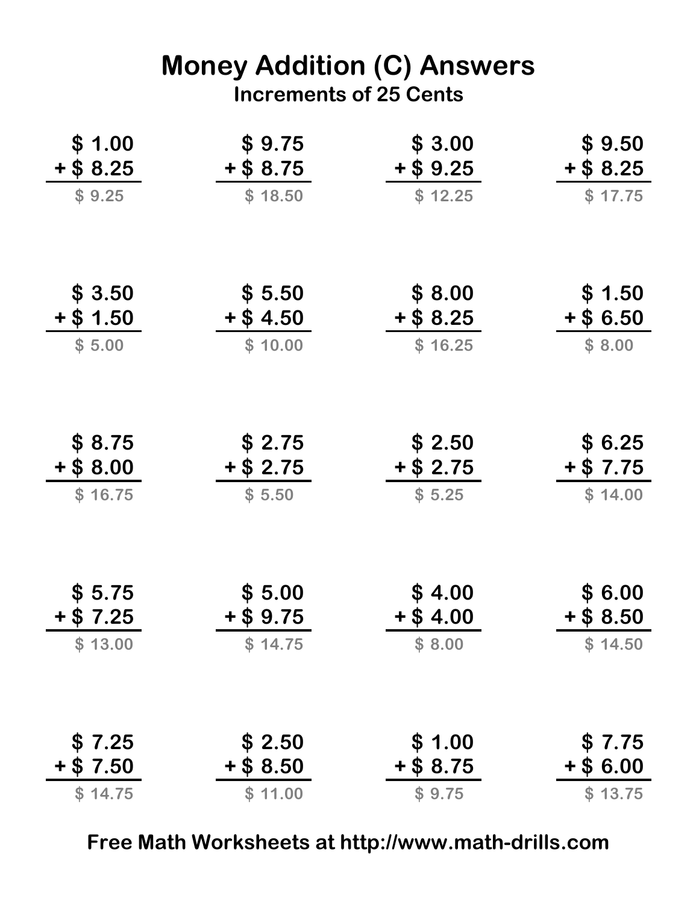# Money Addition (C) Answers

## Increments of 25 Cents

| | | | |
|---|---|---|---|
| \$ 1.00 + \$ 8.25 = \$ 9.25 | \$ 9.75 + \$ 8.75 = \$ 18.50 | \$ 3.00 + \$ 9.25 = \$ 12.25 | \$ 9.50 + \$ 8.25 = \$ 17.75 |
| \$ 3.50 + \$ 1.50 = \$ 5.00 | \$ 5.50 + \$ 4.50 = \$ 10.00 | \$ 8.00 + \$ 8.25 = \$ 16.25 | \$ 1.50 + \$ 6.50 = \$ 8.00 |
| \$ 8.75 + \$ 8.00 = \$ 16.75 | \$ 2.75 + \$ 2.75 = \$ 5.50 | \$ 2.50 + \$ 2.75 = \$ 5.25 | \$ 6.25 + \$ 7.75 = \$ 14.00 |
| \$ 5.75 + \$ 7.25 = \$ 13.00 | \$ 5.00 + \$ 9.75 = \$ 14.75 | \$ 4.00 + \$ 4.00 = \$ 8.00 | \$ 6.00 + \$ 8.50 = \$ 14.50 |
| \$ 7.25 + \$ 7.50 = \$ 14.75 | \$ 2.50 + \$ 8.50 = \$ 11.00 | \$ 1.00 + \$ 8.75 = \$ 9.75 | \$ 7.75 + \$ 6.00 = \$ 13.75 |

**Free Math Worksheets at http://www.math-drills.com**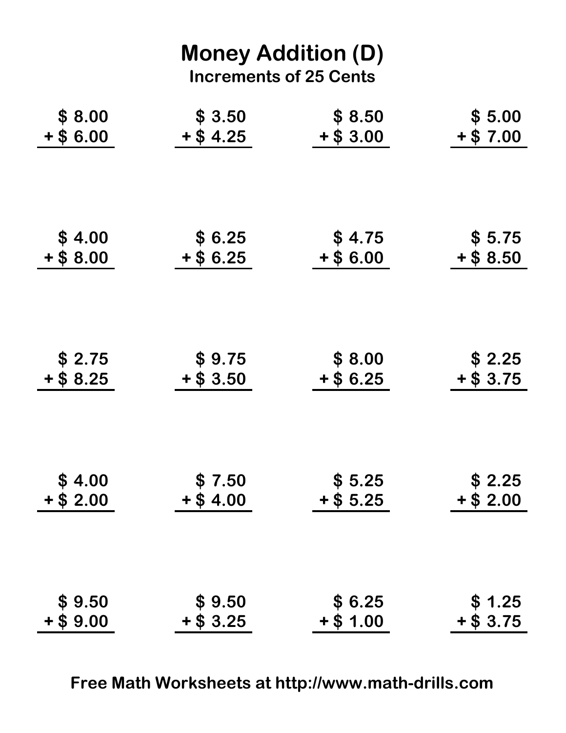# Money Addition (D)

## Increments of 25 Cents

| | | | |
|---|---|---|---|
| \$ 8.00<br>+ \$ 6.00 | \$ 3.50<br>+ \$ 4.25 | \$ 8.50<br>+ \$ 3.00 | \$ 5.00<br>+ \$ 7.00 |
| \$ 4.00<br>+ \$ 8.00 | \$ 6.25<br>+ \$ 6.25 | \$ 4.75<br>+ \$ 6.00 | \$ 5.75<br>+ \$ 8.50 |
| \$ 2.75<br>+ \$ 8.25 | \$ 9.75<br>+ \$ 3.50 | \$ 8.00<br>+ \$ 6.25 | \$ 2.25<br>+ \$ 3.75 |
| \$ 4.00<br>+ \$ 2.00 | \$ 7.50<br>+ \$ 4.00 | \$ 5.25<br>+ \$ 5.25 | \$ 2.25<br>+ \$ 2.00 |
| \$ 9.50<br>+ \$ 9.00 | \$ 9.50<br>+ \$ 3.25 | \$ 6.25<br>+ \$ 1.00 | \$ 1.25<br>+ \$ 3.75 |

**Free Math Worksheets at http://www.math-drills.com**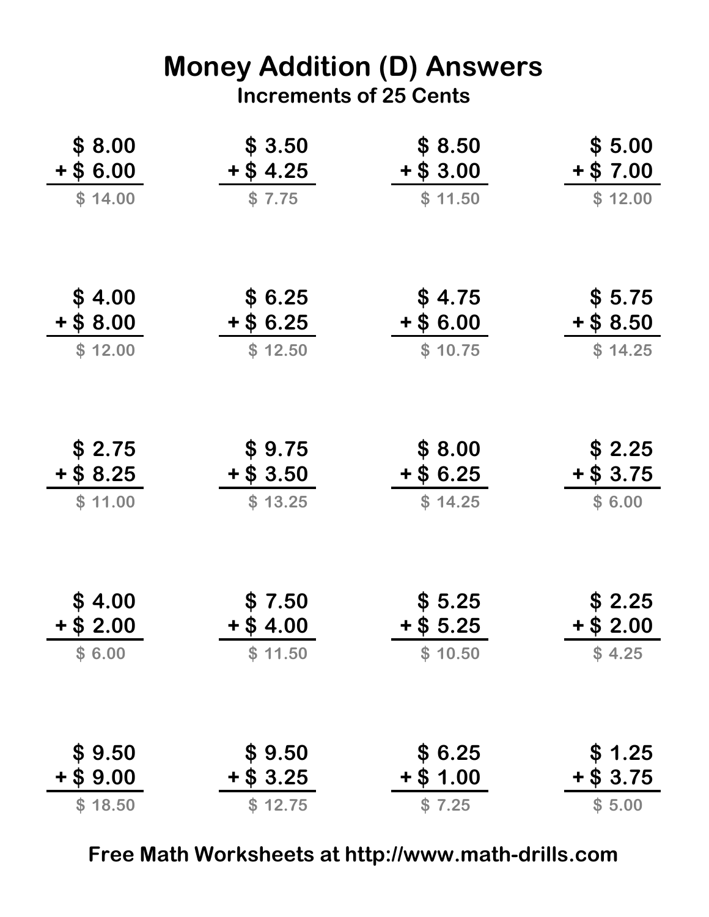# Money Addition (D) Answers

## Increments of 25 Cents

| | | | |
|---|---|---|---|
| \$ 8.00 + \$ 6.00 = \$ 14.00 | \$ 3.50 + \$ 4.25 = \$ 7.75 | \$ 8.50 + \$ 3.00 = \$ 11.50 | \$ 5.00 + \$ 7.00 = \$ 12.00 |
| \$ 4.00 + \$ 8.00 = \$ 12.00 | \$ 6.25 + \$ 6.25 = \$ 12.50 | \$ 4.75 + \$ 6.00 = \$ 10.75 | \$ 5.75 + \$ 8.50 = \$ 14.25 |
| \$ 2.75 + \$ 8.25 = \$ 11.00 | \$ 9.75 + \$ 3.50 = \$ 13.25 | \$ 8.00 + \$ 6.25 = \$ 14.25 | \$ 2.25 + \$ 3.75 = \$ 6.00 |
| \$ 4.00 + \$ 2.00 = \$ 6.00 | \$ 7.50 + \$ 4.00 = \$ 11.50 | \$ 5.25 + \$ 5.25 = \$ 10.50 | \$ 2.25 + \$ 2.00 = \$ 4.25 |
| \$ 9.50 + \$ 9.00 = \$ 18.50 | \$ 9.50 + \$ 3.25 = \$ 12.75 | \$ 6.25 + \$ 1.00 = \$ 7.25 | \$ 1.25 + \$ 3.75 = \$ 5.00 |

**Free Math Worksheets at http://www.math-drills.com**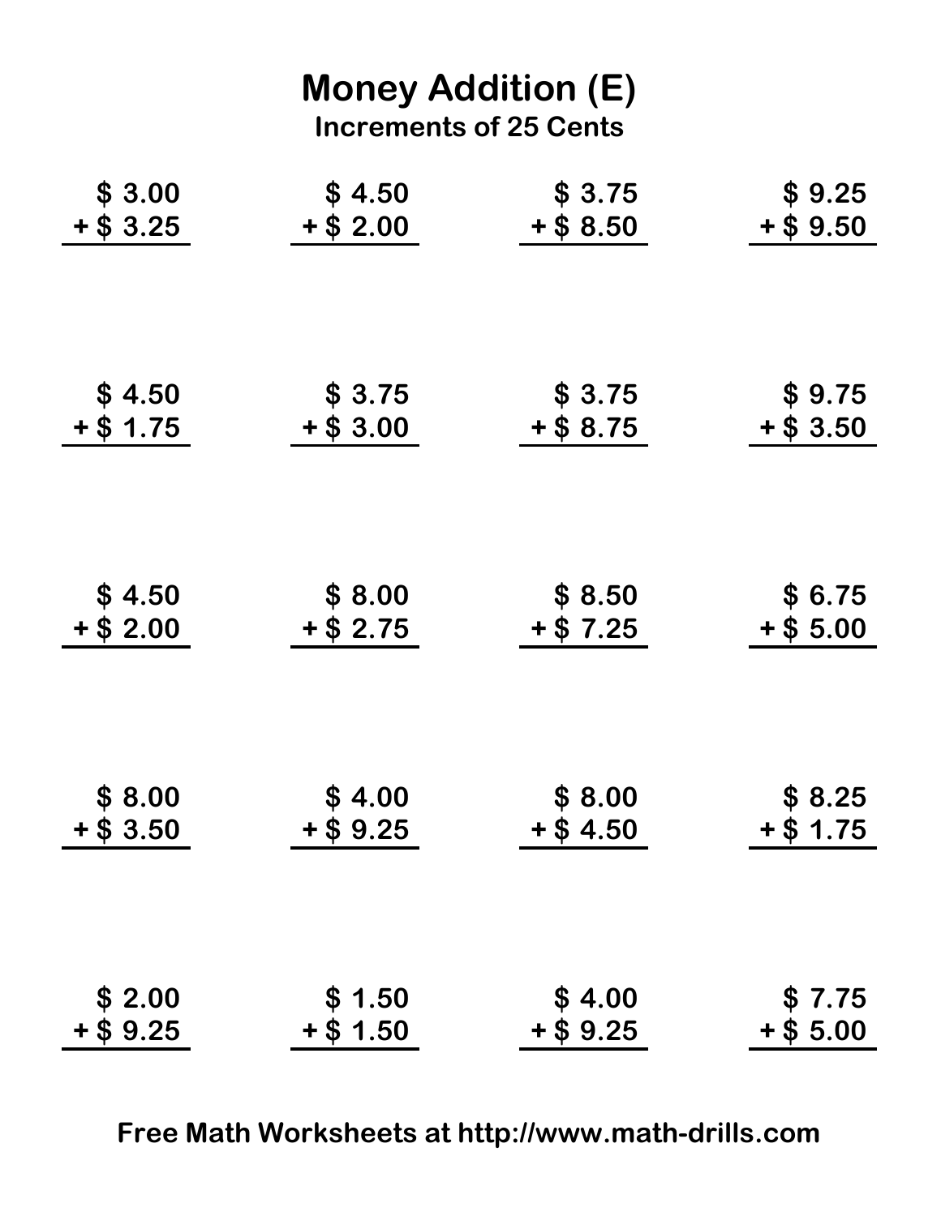# Money Addition (E)

### Increments of 25 Cents

| | | | |
|---|---|---|---|
| \$ 3.00 + \$ 3.25 | \$ 4.50 + \$ 2.00 | \$ 3.75 + \$ 8.50 | \$ 9.25 + \$ 9.50 |
| \$ 4.50 + \$ 1.75 | \$ 3.75 + \$ 3.00 | \$ 3.75 + \$ 8.75 | \$ 9.75 + \$ 3.50 |
| \$ 4.50 + \$ 2.00 | \$ 8.00 + \$ 2.75 | \$ 8.50 + \$ 7.25 | \$ 6.75 + \$ 5.00 |
| \$ 8.00 + \$ 3.50 | \$ 4.00 + \$ 9.25 | \$ 8.00 + \$ 4.50 | \$ 8.25 + \$ 1.75 |
| \$ 2.00 + \$ 9.25 | \$ 1.50 + \$ 1.50 | \$ 4.00 + \$ 9.25 | \$ 7.75 + \$ 5.00 |

**Free Math Worksheets at http://www.math-drills.com**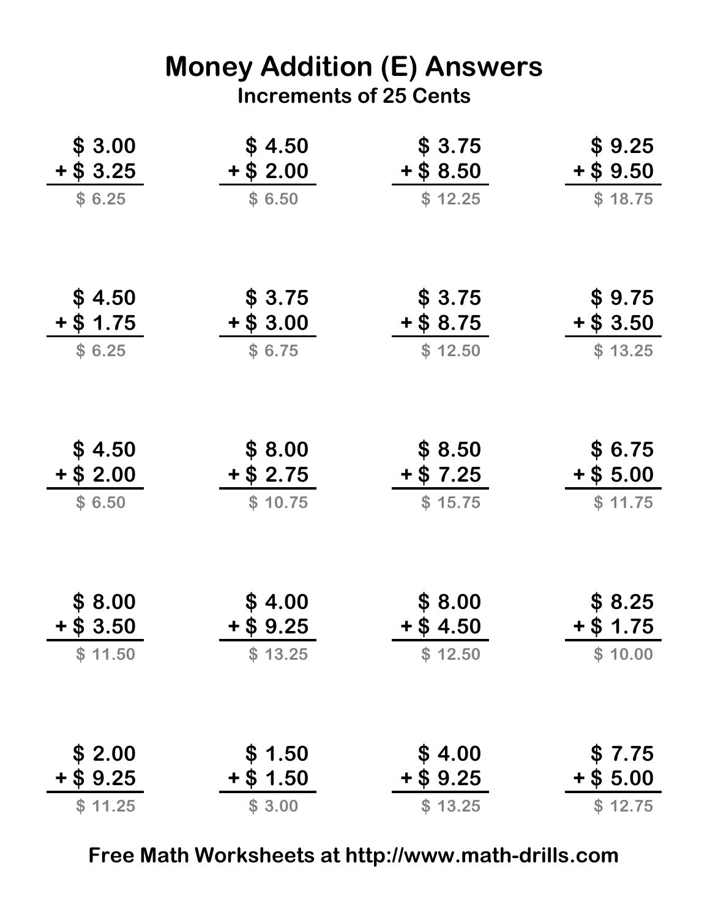# Money Addition (E) Answers

## Increments of 25 Cents

| | | | |
|---|---|---|---|
| \$ 3.00 + \$ 3.25 = \$ 6.25 | \$ 4.50 + \$ 2.00 = \$ 6.50 | \$ 3.75 + \$ 8.50 = \$ 12.25 | \$ 9.25 + \$ 9.50 = \$ 18.75 |
| \$ 4.50 + \$ 1.75 = \$ 6.25 | \$ 3.75 + \$ 3.00 = \$ 6.75 | \$ 3.75 + \$ 8.75 = \$ 12.50 | \$ 9.75 + \$ 3.50 = \$ 13.25 |
| \$ 4.50 + \$ 2.00 = \$ 6.50 | \$ 8.00 + \$ 2.75 = \$ 10.75 | \$ 8.50 + \$ 7.25 = \$ 15.75 | \$ 6.75 + \$ 5.00 = \$ 11.75 |
| \$ 8.00 + \$ 3.50 = \$ 11.50 | \$ 4.00 + \$ 9.25 = \$ 13.25 | \$ 8.00 + \$ 4.50 = \$ 12.50 | \$ 8.25 + \$ 1.75 = \$ 10.00 |
| \$ 2.00 + \$ 9.25 = \$ 11.25 | \$ 1.50 + \$ 1.50 = \$ 3.00 | \$ 4.00 + \$ 9.25 = \$ 13.25 | \$ 7.75 + \$ 5.00 = \$ 12.75 |

**Free Math Worksheets at http://www.math-drills.com**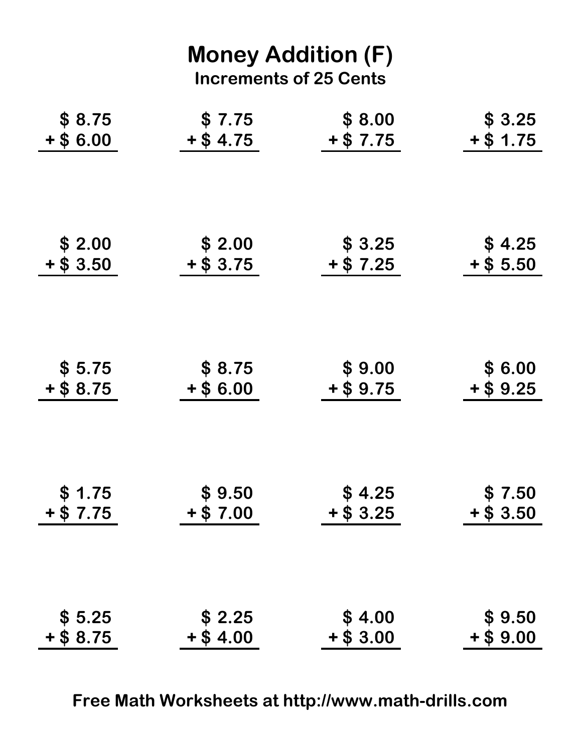# Money Addition (F)

## Increments of 25 Cents

| | | | |
|---|---|---|---|
| \$ 8.75 <br> + \$ 6.00 | \$ 7.75 <br> + \$ 4.75 | \$ 8.00 <br> + \$ 7.75 | \$ 3.25 <br> + \$ 1.75 |
| \$ 2.00 <br> + \$ 3.50 | \$ 2.00 <br> + \$ 3.75 | \$ 3.25 <br> + \$ 7.25 | \$ 4.25 <br> + \$ 5.50 |
| \$ 5.75 <br> + \$ 8.75 | \$ 8.75 <br> + \$ 6.00 | \$ 9.00 <br> + \$ 9.75 | \$ 6.00 <br> + \$ 9.25 |
| \$ 1.75 <br> + \$ 7.75 | \$ 9.50 <br> + \$ 7.00 | \$ 4.25 <br> + \$ 3.25 | \$ 7.50 <br> + \$ 3.50 |
| \$ 5.25 <br> + \$ 8.75 | \$ 2.25 <br> + \$ 4.00 | \$ 4.00 <br> + \$ 3.00 | \$ 9.50 <br> + \$ 9.00 |

**Free Math Worksheets at http://www.math-drills.com**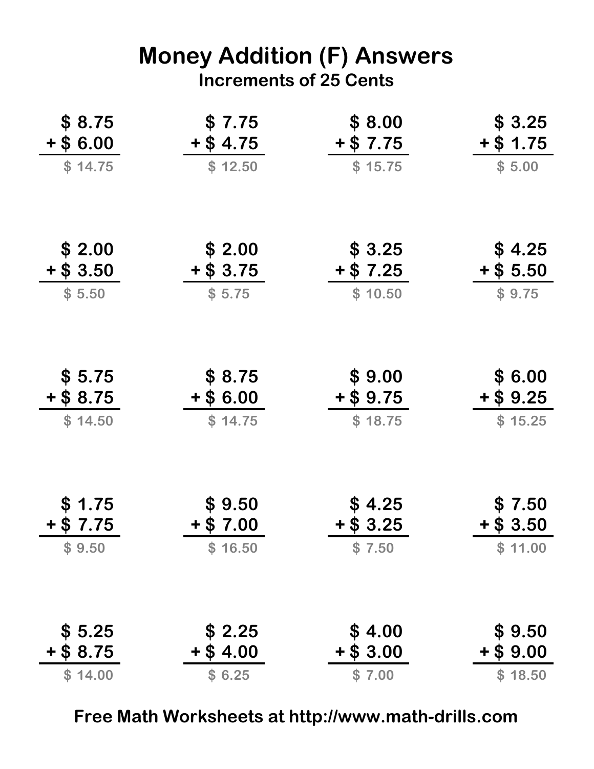# Money Addition (F) Answers

## Increments of 25 Cents

| | | | |
|---|---|---|---|
| \$ 8.75 + \$ 6.00 = \$ 14.75 | \$ 7.75 + \$ 4.75 = \$ 12.50 | \$ 8.00 + \$ 7.75 = \$ 15.75 | \$ 3.25 + \$ 1.75 = \$ 5.00 |
| \$ 2.00 + \$ 3.50 = \$ 5.50 | \$ 2.00 + \$ 3.75 = \$ 5.75 | \$ 3.25 + \$ 7.25 = \$ 10.50 | \$ 4.25 + \$ 5.50 = \$ 9.75 |
| \$ 5.75 + \$ 8.75 = \$ 14.50 | \$ 8.75 + \$ 6.00 = \$ 14.75 | \$ 9.00 + \$ 9.75 = \$ 18.75 | \$ 6.00 + \$ 9.25 = \$ 15.25 |
| \$ 1.75 + \$ 7.75 = \$ 9.50 | \$ 9.50 + \$ 7.00 = \$ 16.50 | \$ 4.25 + \$ 3.25 = \$ 7.50 | \$ 7.50 + \$ 3.50 = \$ 11.00 |
| \$ 5.25 + \$ 8.75 = \$ 14.00 | \$ 2.25 + \$ 4.00 = \$ 6.25 | \$ 4.00 + \$ 3.00 = \$ 7.00 | \$ 9.50 + \$ 9.00 = \$ 18.50 |

Free Math Worksheets at http://www.math-drills.com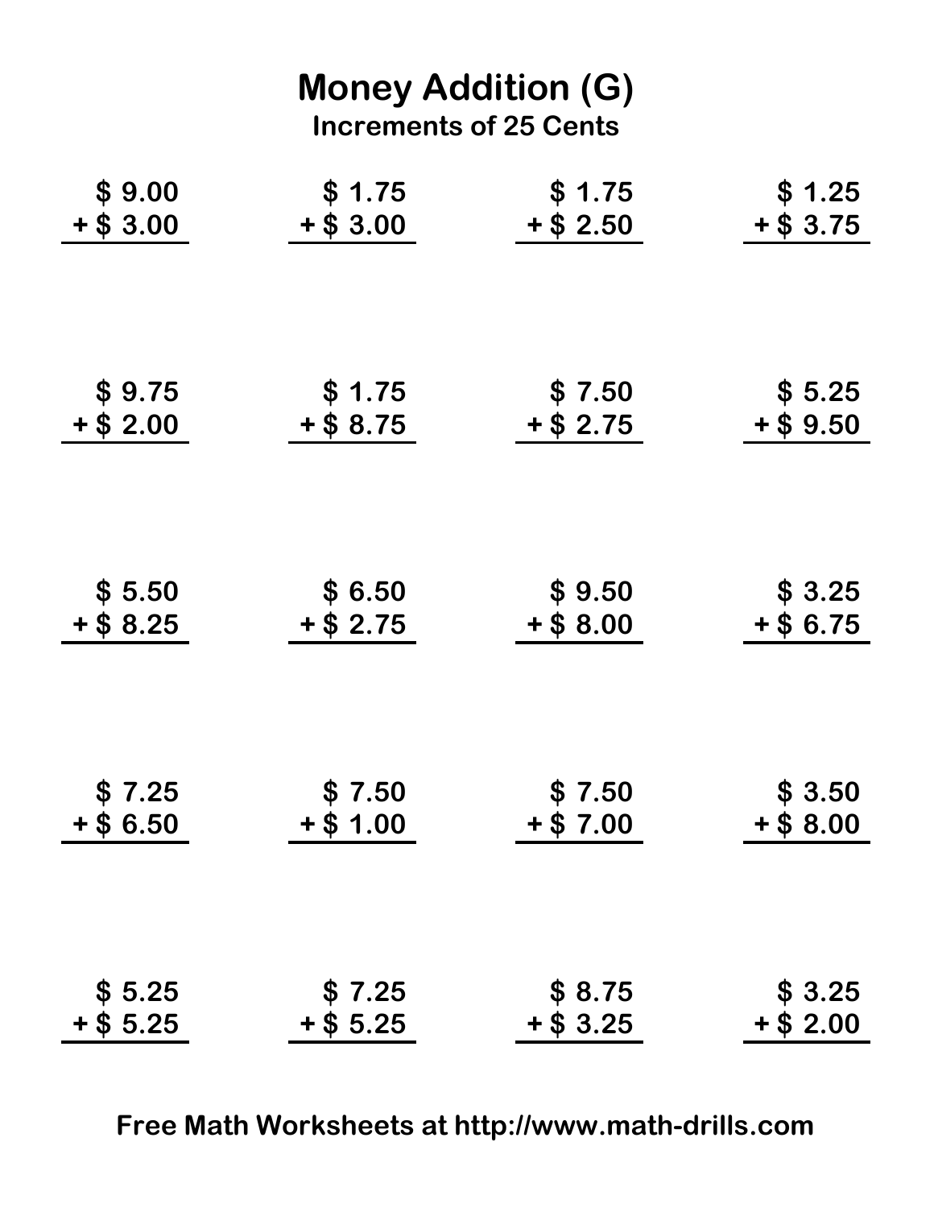# Money Addition (G)

### Increments of 25 Cents

| | | | |
|---|---|---|---|
| \$ 9.00<br>+ \$ 3.00 | \$ 1.75<br>+ \$ 3.00 | \$ 1.75<br>+ \$ 2.50 | \$ 1.25<br>+ \$ 3.75 |
| \$ 9.75<br>+ \$ 2.00 | \$ 1.75<br>+ \$ 8.75 | \$ 7.50<br>+ \$ 2.75 | \$ 5.25<br>+ \$ 9.50 |
| \$ 5.50<br>+ \$ 8.25 | \$ 6.50<br>+ \$ 2.75 | \$ 9.50<br>+ \$ 8.00 | \$ 3.25<br>+ \$ 6.75 |
| \$ 7.25<br>+ \$ 6.50 | \$ 7.50<br>+ \$ 1.00 | \$ 7.50<br>+ \$ 7.00 | \$ 3.50<br>+ \$ 8.00 |
| \$ 5.25<br>+ \$ 5.25 | \$ 7.25<br>+ \$ 5.25 | \$ 8.75<br>+ \$ 3.25 | \$ 3.25<br>+ \$ 2.00 |

Free Math Worksheets at http://www.math-drills.com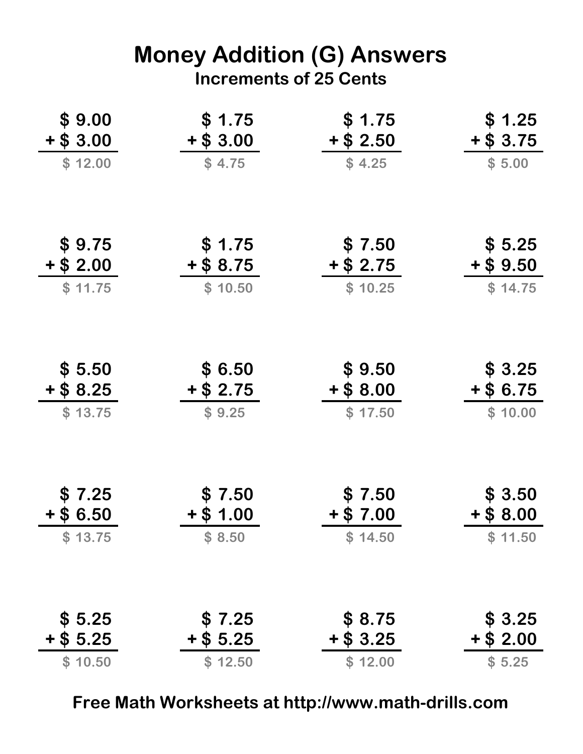# Money Addition (G) Answers

## Increments of 25 Cents

| | | | |
|---|---|---|---|
| \$ 9.00 + \$ 3.00 = \$ 12.00 | \$ 1.75 + \$ 3.00 = \$ 4.75 | \$ 1.75 + \$ 2.50 = \$ 4.25 | \$ 1.25 + \$ 3.75 = \$ 5.00 |
| \$ 9.75 + \$ 2.00 = \$ 11.75 | \$ 1.75 + \$ 8.75 = \$ 10.50 | \$ 7.50 + \$ 2.75 = \$ 10.25 | \$ 5.25 + \$ 9.50 = \$ 14.75 |
| \$ 5.50 + \$ 8.25 = \$ 13.75 | \$ 6.50 + \$ 2.75 = \$ 9.25 | \$ 9.50 + \$ 8.00 = \$ 17.50 | \$ 3.25 + \$ 6.75 = \$ 10.00 |
| \$ 7.25 + \$ 6.50 = \$ 13.75 | \$ 7.50 + \$ 1.00 = \$ 8.50 | \$ 7.50 + \$ 7.00 = \$ 14.50 | \$ 3.50 + \$ 8.00 = \$ 11.50 |
| \$ 5.25 + \$ 5.25 = \$ 10.50 | \$ 7.25 + \$ 5.25 = \$ 12.50 | \$ 8.75 + \$ 3.25 = \$ 12.00 | \$ 3.25 + \$ 2.00 = \$ 5.25 |

**Free Math Worksheets at http://www.math-drills.com**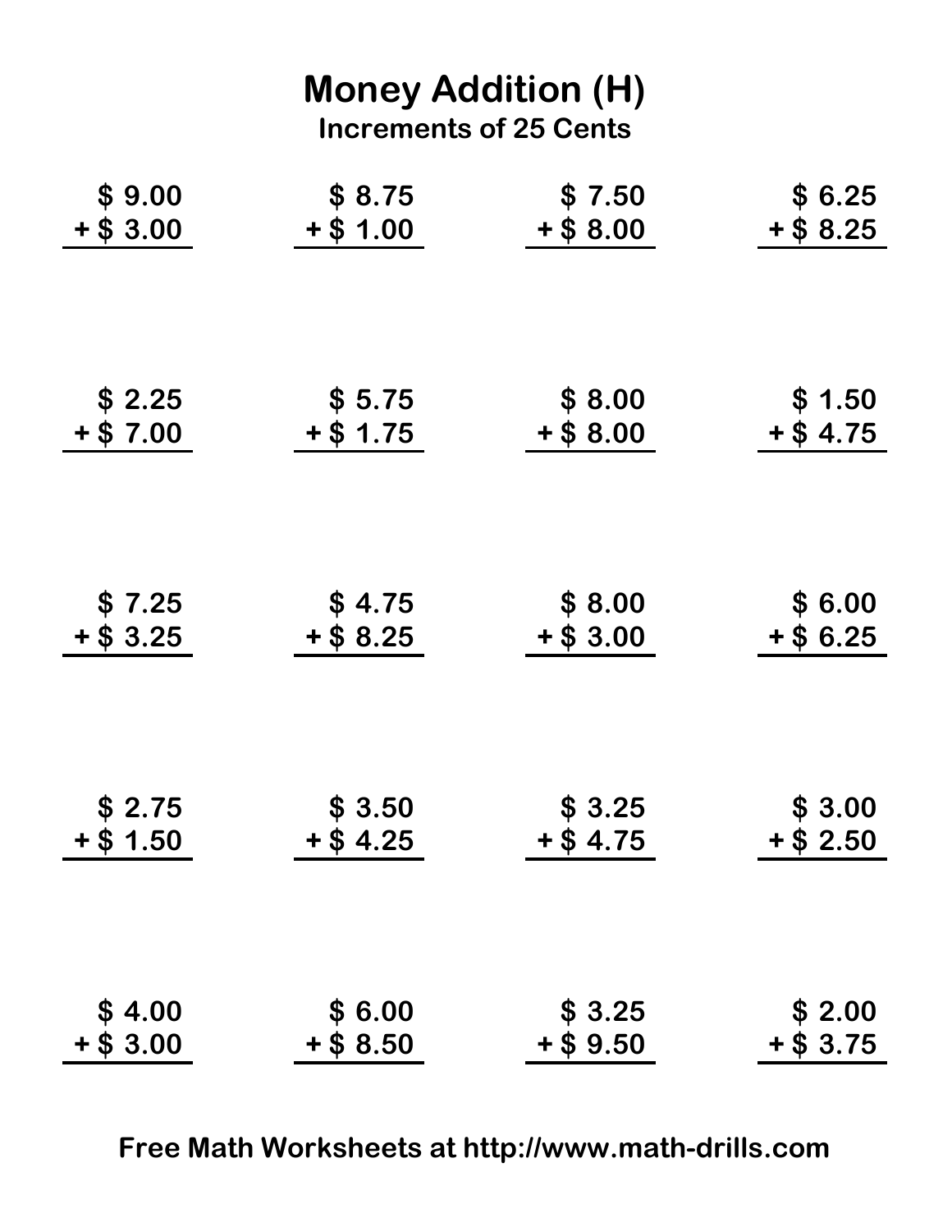# Money Addition (H)

## Increments of 25 Cents

| | | | |
|---|---|---|---|
| $ 9.00<br>+ $ 3.00 | $ 8.75<br>+ $ 1.00 | $ 7.50<br>+ $ 8.00 | $ 6.25<br>+ $ 8.25 |
| $ 2.25<br>+ $ 7.00 | $ 5.75<br>+ $ 1.75 | $ 8.00<br>+ $ 8.00 | $ 1.50<br>+ $ 4.75 |
| $ 7.25<br>+ $ 3.25 | $ 4.75<br>+ $ 8.25 | $ 8.00<br>+ $ 3.00 | $ 6.00<br>+ $ 6.25 |
| $ 2.75<br>+ $ 1.50 | $ 3.50<br>+ $ 4.25 | $ 3.25<br>+ $ 4.75 | $ 3.00<br>+ $ 2.50 |
| $ 4.00<br>+ $ 3.00 | $ 6.00<br>+ $ 8.50 | $ 3.25<br>+ $ 9.50 | $ 2.00<br>+ $ 3.75 |

**Free Math Worksheets at http://www.math-drills.com**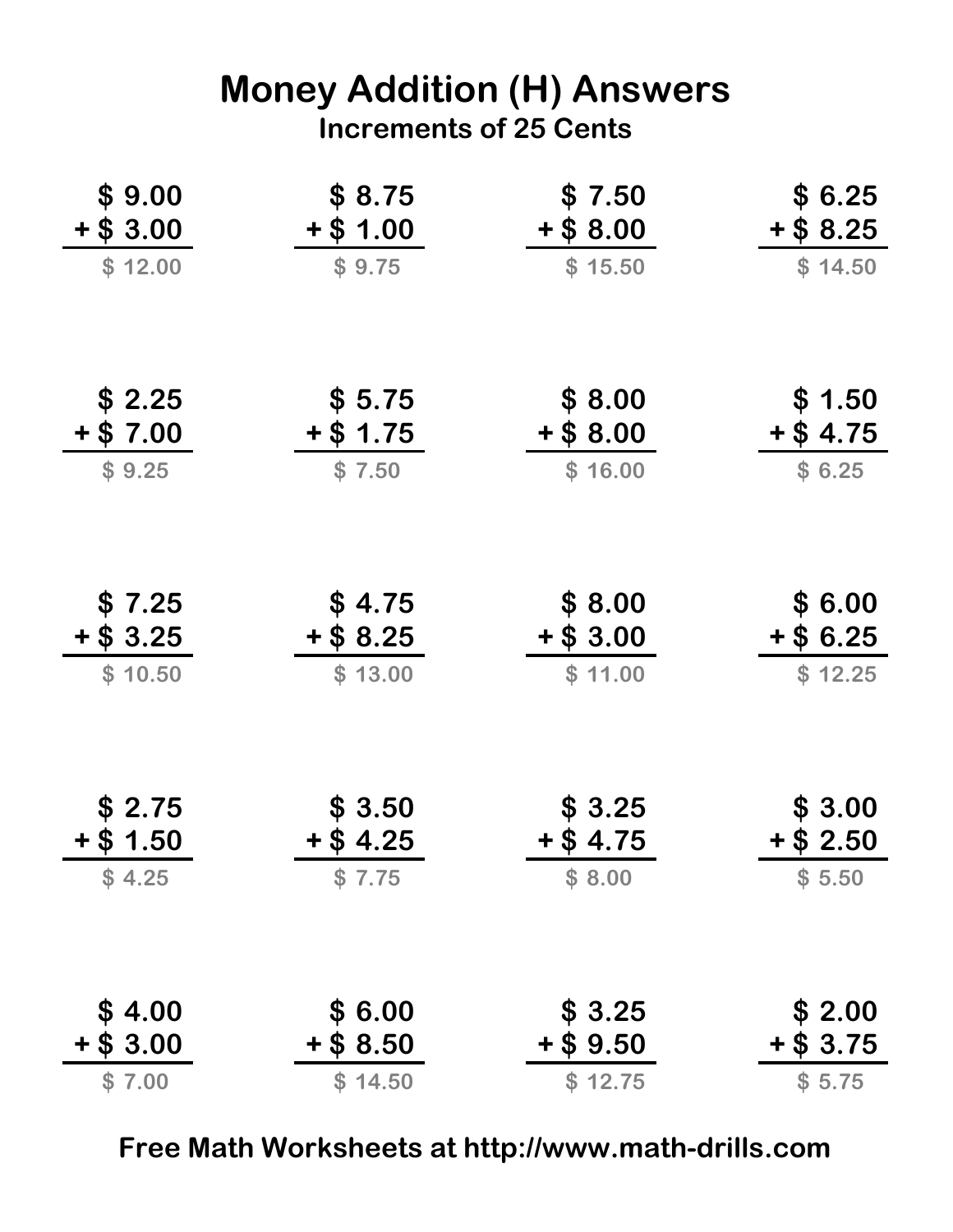# Money Addition (H) Answers

## Increments of 25 Cents

| | | | |
|---|---|---|---|
| \$ 9.00 + \$ 3.00 = \$ 12.00 | \$ 8.75 + \$ 1.00 = \$ 9.75 | \$ 7.50 + \$ 8.00 = \$ 15.50 | \$ 6.25 + \$ 8.25 = \$ 14.50 |
| \$ 2.25 + \$ 7.00 = \$ 9.25 | \$ 5.75 + \$ 1.75 = \$ 7.50 | \$ 8.00 + \$ 8.00 = \$ 16.00 | \$ 1.50 + \$ 4.75 = \$ 6.25 |
| \$ 7.25 + \$ 3.25 = \$ 10.50 | \$ 4.75 + \$ 8.25 = \$ 13.00 | \$ 8.00 + \$ 3.00 = \$ 11.00 | \$ 6.00 + \$ 6.25 = \$ 12.25 |
| \$ 2.75 + \$ 1.50 = \$ 4.25 | \$ 3.50 + \$ 4.25 = \$ 7.75 | \$ 3.25 + \$ 4.75 = \$ 8.00 | \$ 3.00 + \$ 2.50 = \$ 5.50 |
| \$ 4.00 + \$ 3.00 = \$ 7.00 | \$ 6.00 + \$ 8.50 = \$ 14.50 | \$ 3.25 + \$ 9.50 = \$ 12.75 | \$ 2.00 + \$ 3.75 = \$ 5.75 |

Free Math Worksheets at http://www.math-drills.com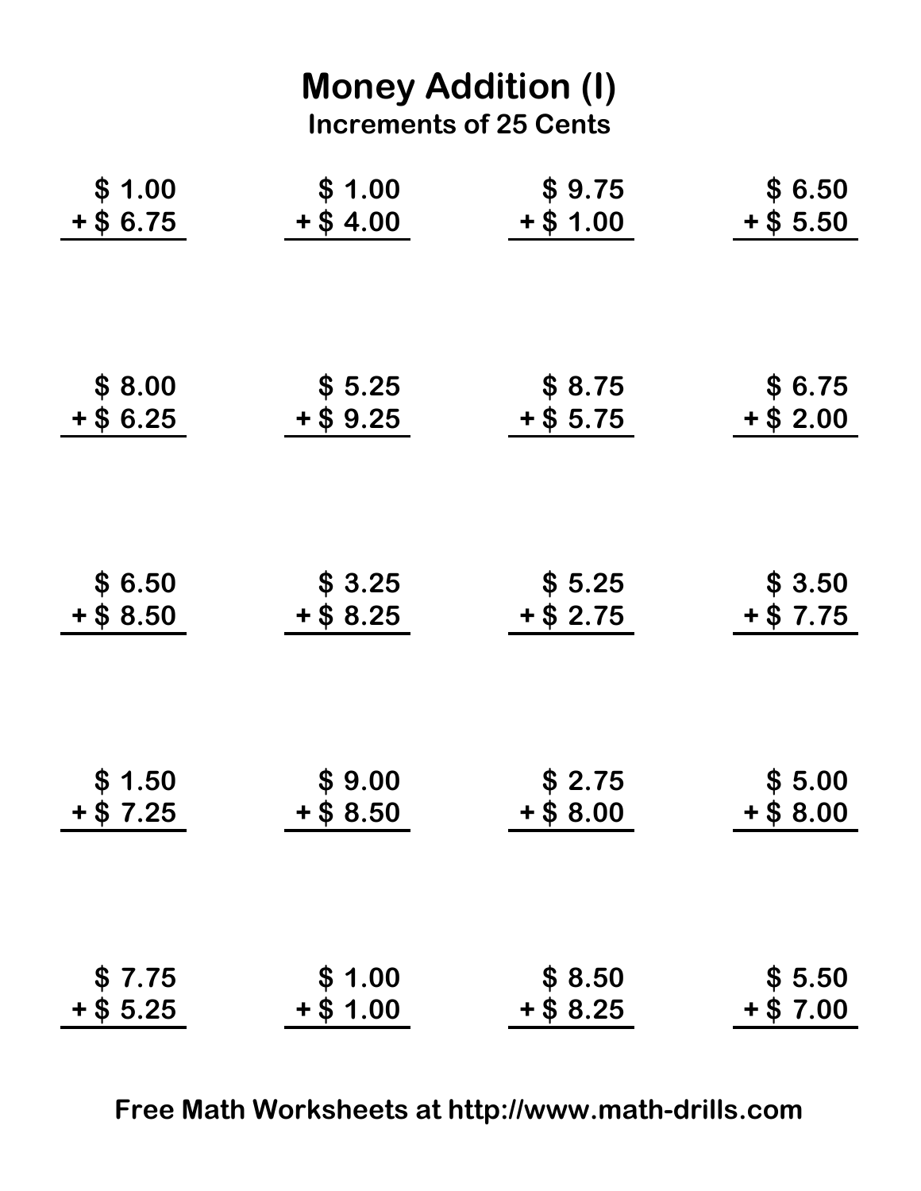# Money Addition (I)

## Increments of 25 Cents

| | | | |
|---|---|---|---|
| \$ 1.00 + \$ 6.75 | \$ 1.00 + \$ 4.00 | \$ 9.75 + \$ 1.00 | \$ 6.50 + \$ 5.50 |
| \$ 8.00 + \$ 6.25 | \$ 5.25 + \$ 9.25 | \$ 8.75 + \$ 5.75 | \$ 6.75 + \$ 2.00 |
| \$ 6.50 + \$ 8.50 | \$ 3.25 + \$ 8.25 | \$ 5.25 + \$ 2.75 | \$ 3.50 + \$ 7.75 |
| \$ 1.50 + \$ 7.25 | \$ 9.00 + \$ 8.50 | \$ 2.75 + \$ 8.00 | \$ 5.00 + \$ 8.00 |
| \$ 7.75 + \$ 5.25 | \$ 1.00 + \$ 1.00 | \$ 8.50 + \$ 8.25 | \$ 5.50 + \$ 7.00 |

**Free Math Worksheets at http://www.math-drills.com**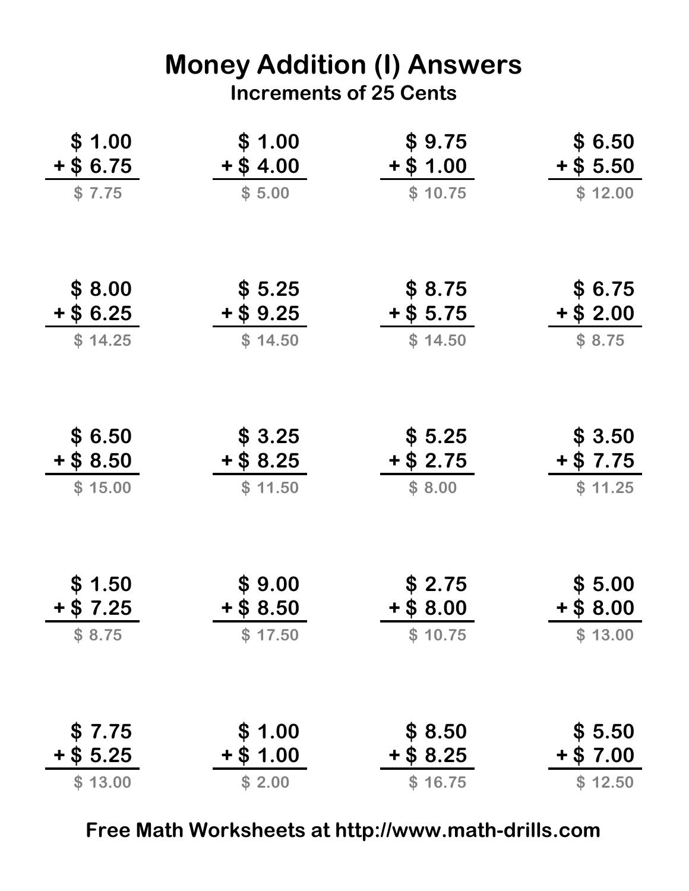# Money Addition (I) Answers

## Increments of 25 Cents

| | | | |
|---|---|---|---|
| \$ 1.00 + \$ 6.75 = \$ 7.75 | \$ 1.00 + \$ 4.00 = \$ 5.00 | \$ 9.75 + \$ 1.00 = \$ 10.75 | \$ 6.50 + \$ 5.50 = \$ 12.00 |
| \$ 8.00 + \$ 6.25 = \$ 14.25 | \$ 5.25 + \$ 9.25 = \$ 14.50 | \$ 8.75 + \$ 5.75 = \$ 14.50 | \$ 6.75 + \$ 2.00 = \$ 8.75 |
| \$ 6.50 + \$ 8.50 = \$ 15.00 | \$ 3.25 + \$ 8.25 = \$ 11.50 | \$ 5.25 + \$ 2.75 = \$ 8.00 | \$ 3.50 + \$ 7.75 = \$ 11.25 |
| \$ 1.50 + \$ 7.25 = \$ 8.75 | \$ 9.00 + \$ 8.50 = \$ 17.50 | \$ 2.75 + \$ 8.00 = \$ 10.75 | \$ 5.00 + \$ 8.00 = \$ 13.00 |
| \$ 7.75 + \$ 5.25 = \$ 13.00 | \$ 1.00 + \$ 1.00 = \$ 2.00 | \$ 8.50 + \$ 8.25 = \$ 16.75 | \$ 5.50 + \$ 7.00 = \$ 12.50 |

**Free Math Worksheets at http://www.math-drills.com**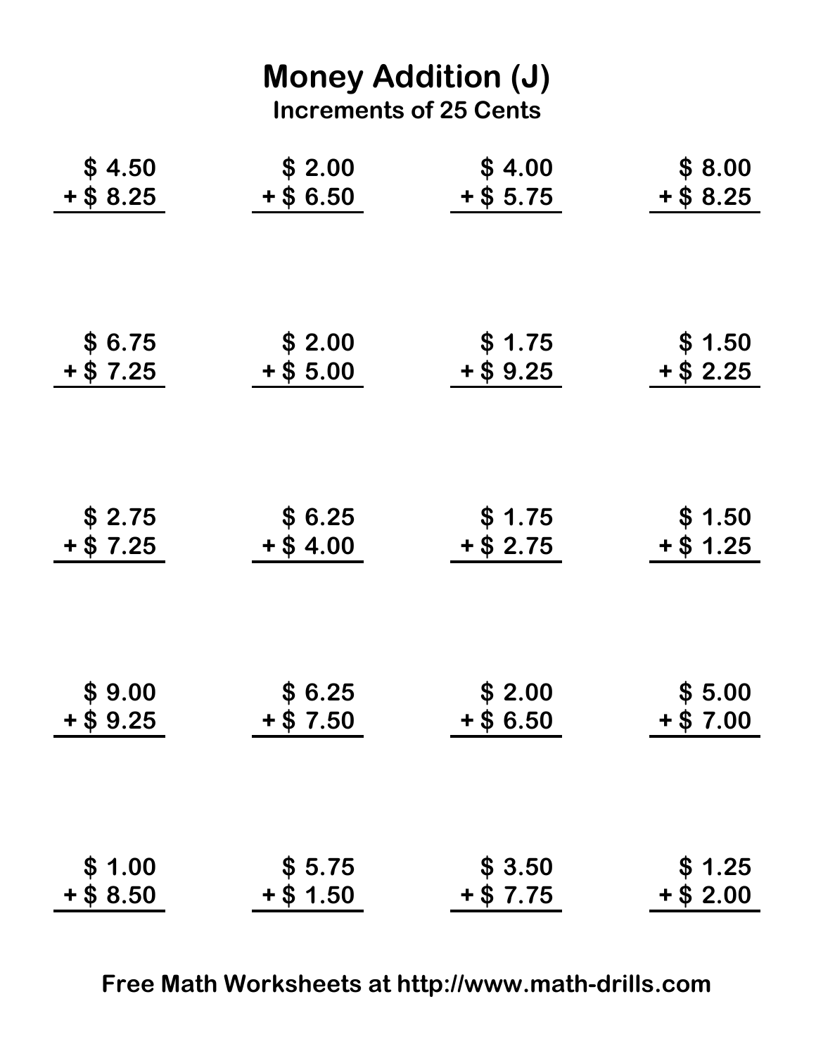# Money Addition (J)

## Increments of 25 Cents

| | | | |
|---|---|---|---|
| \$ 4.50 + \$ 8.25 | \$ 2.00 + \$ 6.50 | \$ 4.00 + \$ 5.75 | \$ 8.00 + \$ 8.25 |
| \$ 6.75 + \$ 7.25 | \$ 2.00 + \$ 5.00 | \$ 1.75 + \$ 9.25 | \$ 1.50 + \$ 2.25 |
| \$ 2.75 + \$ 7.25 | \$ 6.25 + \$ 4.00 | \$ 1.75 + \$ 2.75 | \$ 1.50 + \$ 1.25 |
| \$ 9.00 + \$ 9.25 | \$ 6.25 + \$ 7.50 | \$ 2.00 + \$ 6.50 | \$ 5.00 + \$ 7.00 |
| \$ 1.00 + \$ 8.50 | \$ 5.75 + \$ 1.50 | \$ 3.50 + \$ 7.75 | \$ 1.25 + \$ 2.00 |

**Free Math Worksheets at http://www.math-drills.com**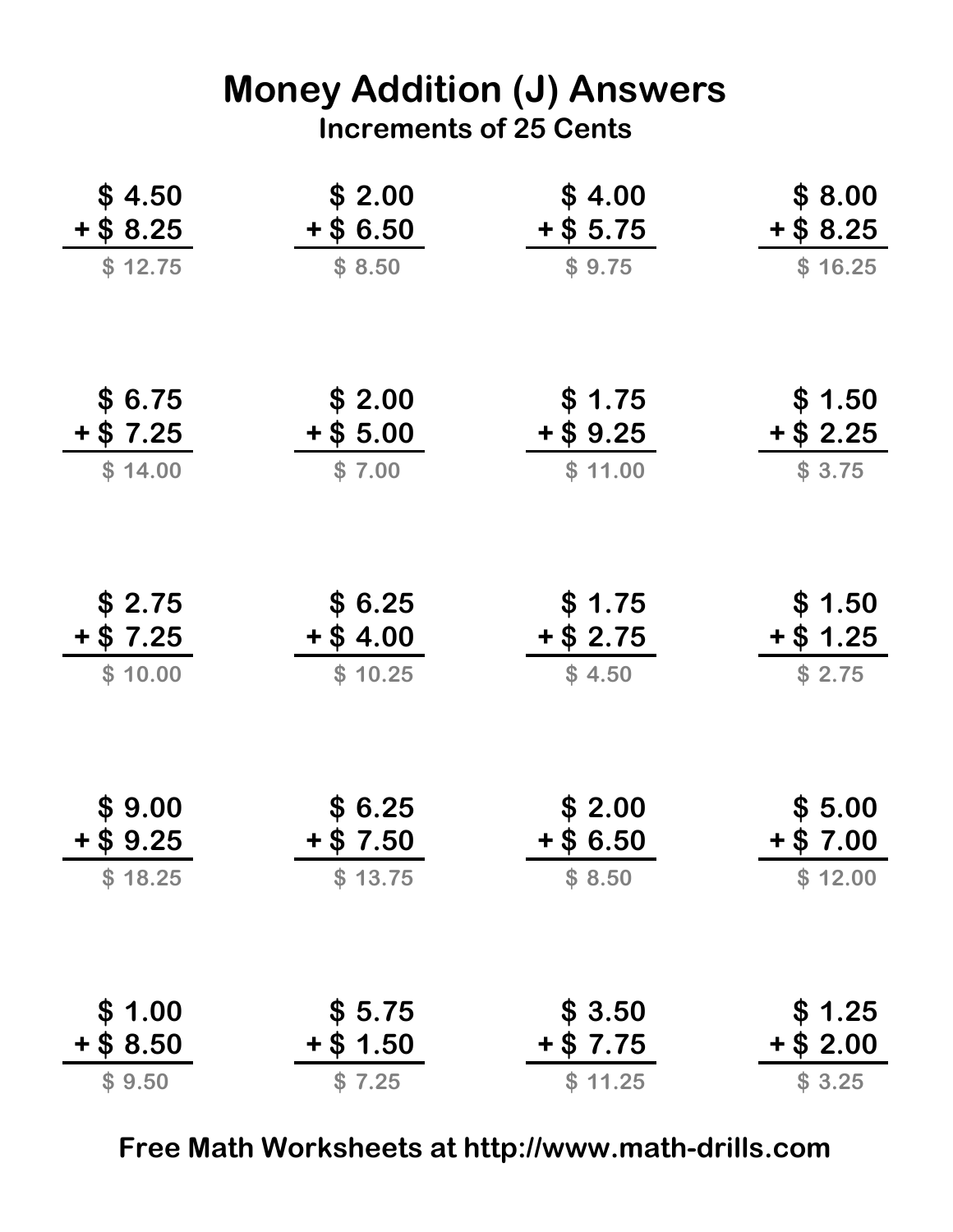# Money Addition (J) Answers

## Increments of 25 Cents

| | | | |
|---|---|---|---|
| \$ 4.50 + \$ 8.25 = \$ 12.75 | \$ 2.00 + \$ 6.50 = \$ 8.50 | \$ 4.00 + \$ 5.75 = \$ 9.75 | \$ 8.00 + \$ 8.25 = \$ 16.25 |
| \$ 6.75 + \$ 7.25 = \$ 14.00 | \$ 2.00 + \$ 5.00 = \$ 7.00 | \$ 1.75 + \$ 9.25 = \$ 11.00 | \$ 1.50 + \$ 2.25 = \$ 3.75 |
| \$ 2.75 + \$ 7.25 = \$ 10.00 | \$ 6.25 + \$ 4.00 = \$ 10.25 | \$ 1.75 + \$ 2.75 = \$ 4.50 | \$ 1.50 + \$ 1.25 = \$ 2.75 |
| \$ 9.00 + \$ 9.25 = \$ 18.25 | \$ 6.25 + \$ 7.50 = \$ 13.75 | \$ 2.00 + \$ 6.50 = \$ 8.50 | \$ 5.00 + \$ 7.00 = \$ 12.00 |
| \$ 1.00 + \$ 8.50 = \$ 9.50 | \$ 5.75 + \$ 1.50 = \$ 7.25 | \$ 3.50 + \$ 7.75 = \$ 11.25 | \$ 1.25 + \$ 2.00 = \$ 3.25 |

**Free Math Worksheets at http://www.math-drills.com**